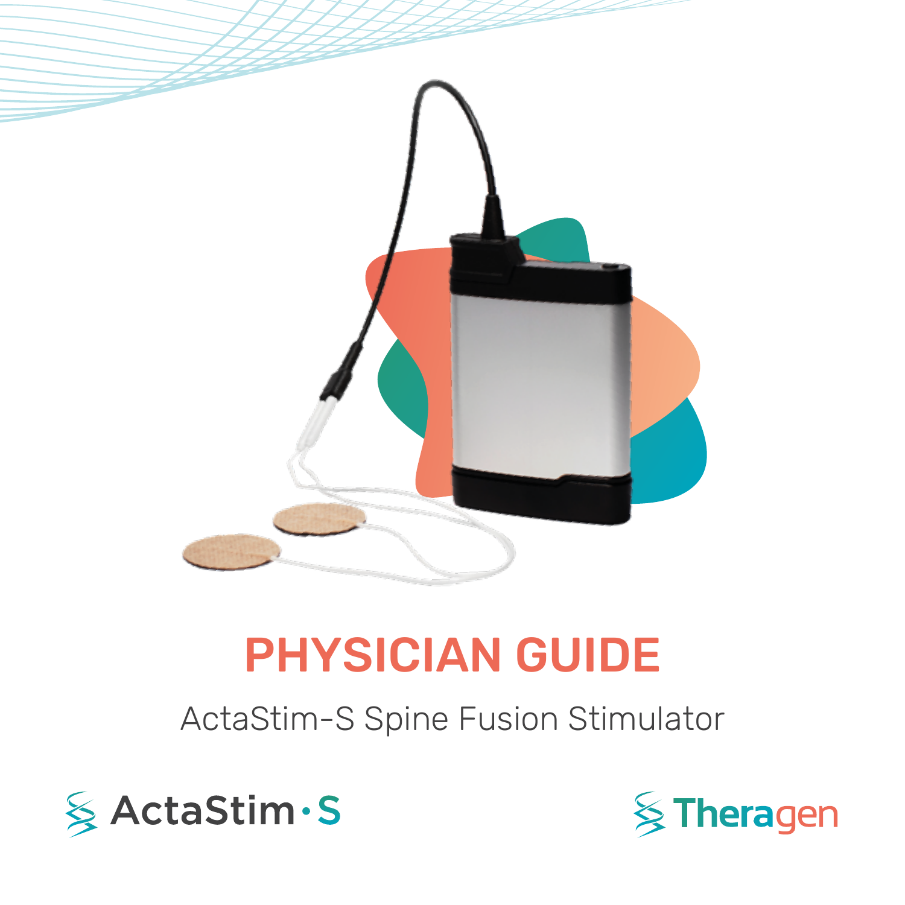# PHYSICIAN GUIDE

ActaStim-S Spine Fusion Stimulator

ActaStim·S

Theragen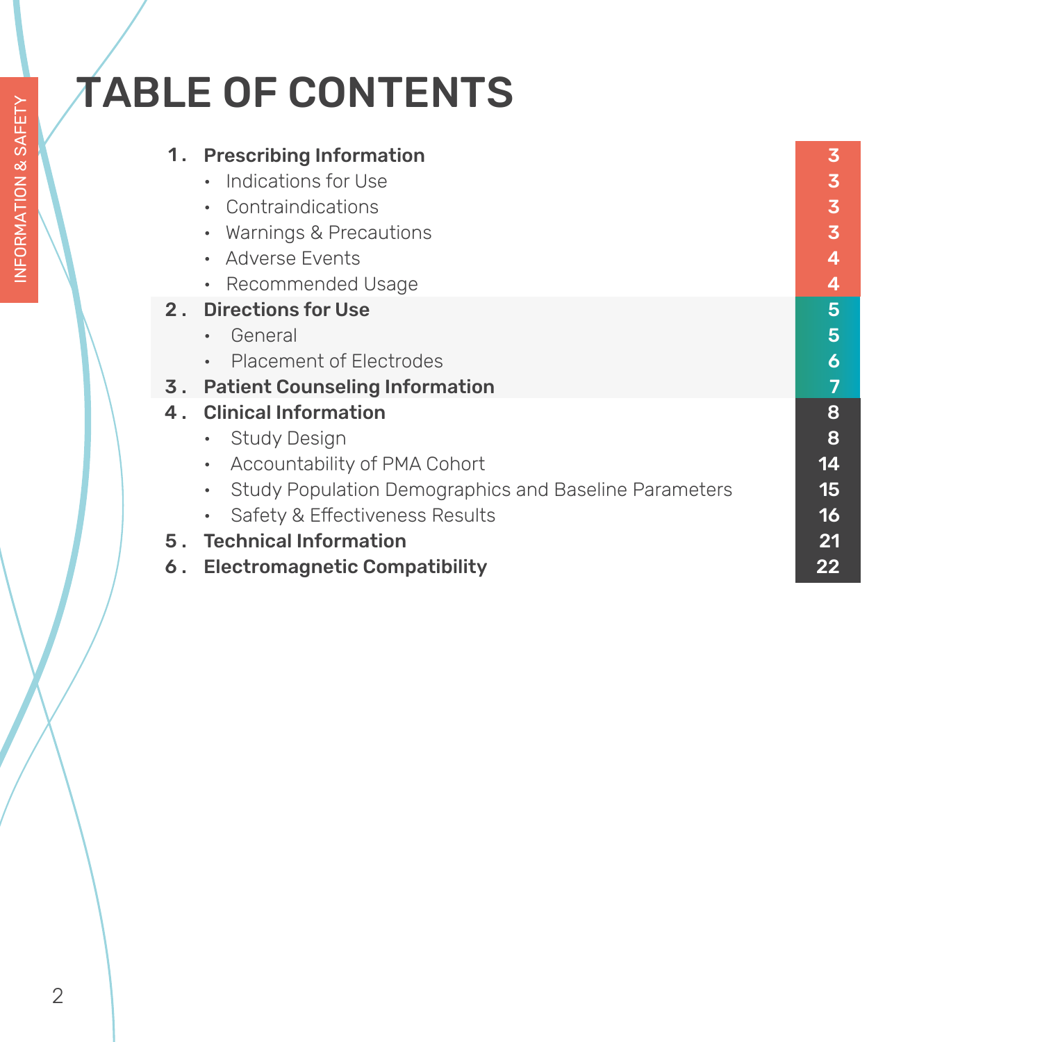# TABLE OF CONTENTS

| | | Page |
|---|---|---|
| **1.** | **Prescribing Information** | **3** |
| | • Indications for Use | 3 |
| | • Contraindications | 3 |
| | • Warnings & Precautions | 3 |
| | • Adverse Events | 4 |
| | • Recommended Usage | 4 |
| **2.** | **Directions for Use** | **5** |
| | • General | 5 |
| | • Placement of Electrodes | 6 |
| **3.** | **Patient Counseling Information** | **7** |
| **4.** | **Clinical Information** | **8** |
| | • Study Design | 8 |
| | • Accountability of PMA Cohort | 14 |
| | • Study Population Demographics and Baseline Parameters | 15 |
| | • Safety & Effectiveness Results | 16 |
| **5.** | **Technical Information** | **21** |
| **6.** | **Electromagnetic Compatibility** | **22** |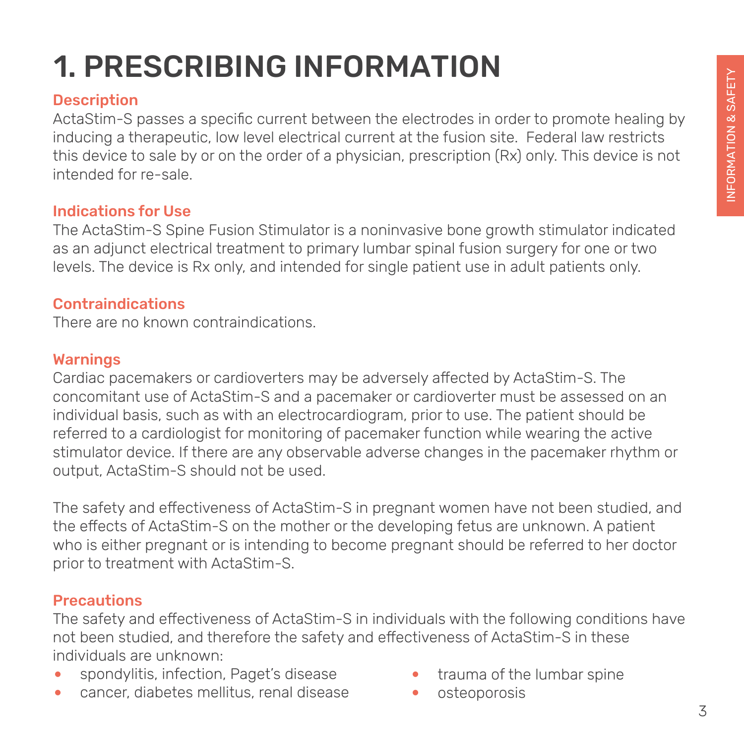# 1. PRESCRIBING INFORMATION

## Description

ActaStim-S passes a specific current between the electrodes in order to promote healing by inducing a therapeutic, low level electrical current at the fusion site. Federal law restricts this device to sale by or on the order of a physician, prescription (Rx) only. This device is not intended for re-sale.

## Indications for Use

The ActaStim-S Spine Fusion Stimulator is a noninvasive bone growth stimulator indicated as an adjunct electrical treatment to primary lumbar spinal fusion surgery for one or two levels. The device is Rx only, and intended for single patient use in adult patients only.

## Contraindications

There are no known contraindications.

## Warnings

Cardiac pacemakers or cardioverters may be adversely affected by ActaStim-S. The concomitant use of ActaStim-S and a pacemaker or cardioverter must be assessed on an individual basis, such as with an electrocardiogram, prior to use. The patient should be referred to a cardiologist for monitoring of pacemaker function while wearing the active stimulator device. If there are any observable adverse changes in the pacemaker rhythm or output, ActaStim-S should not be used.

The safety and effectiveness of ActaStim-S in pregnant women have not been studied, and the effects of ActaStim-S on the mother or the developing fetus are unknown. A patient who is either pregnant or is intending to become pregnant should be referred to her doctor prior to treatment with ActaStim-S.

## Precautions

The safety and effectiveness of ActaStim-S in individuals with the following conditions have not been studied, and therefore the safety and effectiveness of ActaStim-S in these individuals are unknown:

- spondylitis, infection, Paget's disease
- cancer, diabetes mellitus, renal disease
- trauma of the lumbar spine
- osteoporosis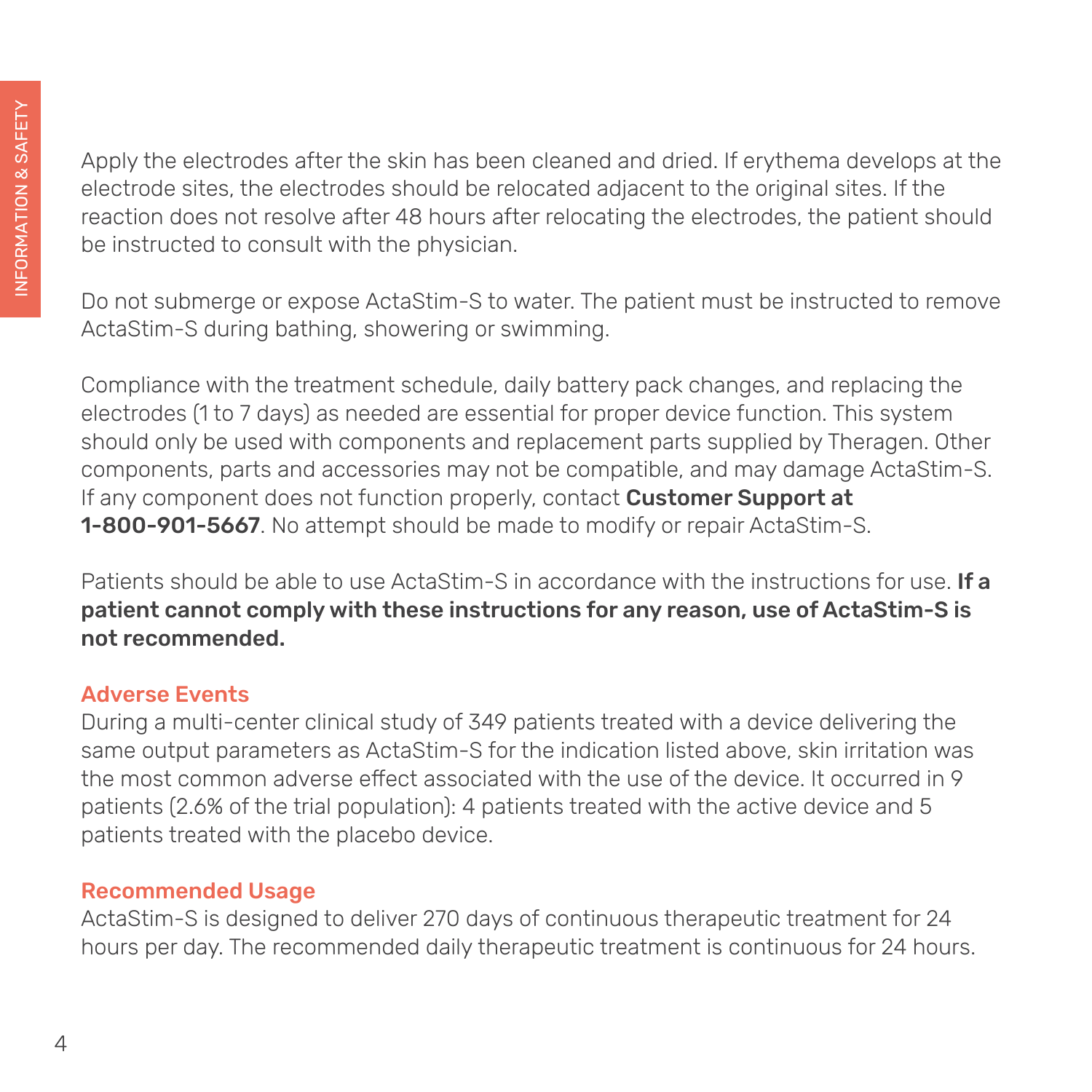Apply the electrodes after the skin has been cleaned and dried. If erythema develops at the electrode sites, the electrodes should be relocated adjacent to the original sites. If the reaction does not resolve after 48 hours after relocating the electrodes, the patient should be instructed to consult with the physician.

Do not submerge or expose ActaStim-S to water. The patient must be instructed to remove ActaStim-S during bathing, showering or swimming.

Compliance with the treatment schedule, daily battery pack changes, and replacing the electrodes (1 to 7 days) as needed are essential for proper device function. This system should only be used with components and replacement parts supplied by Theragen. Other components, parts and accessories may not be compatible, and may damage ActaStim-S. If any component does not function properly, contact **Customer Support at 1-800-901-5667**. No attempt should be made to modify or repair ActaStim-S.

Patients should be able to use ActaStim-S in accordance with the instructions for use. **If a patient cannot comply with these instructions for any reason, use of ActaStim-S is not recommended.**

### Adverse Events

During a multi-center clinical study of 349 patients treated with a device delivering the same output parameters as ActaStim-S for the indication listed above, skin irritation was the most common adverse effect associated with the use of the device. It occurred in 9 patients (2.6% of the trial population): 4 patients treated with the active device and 5 patients treated with the placebo device.

### Recommended Usage

ActaStim-S is designed to deliver 270 days of continuous therapeutic treatment for 24 hours per day. The recommended daily therapeutic treatment is continuous for 24 hours.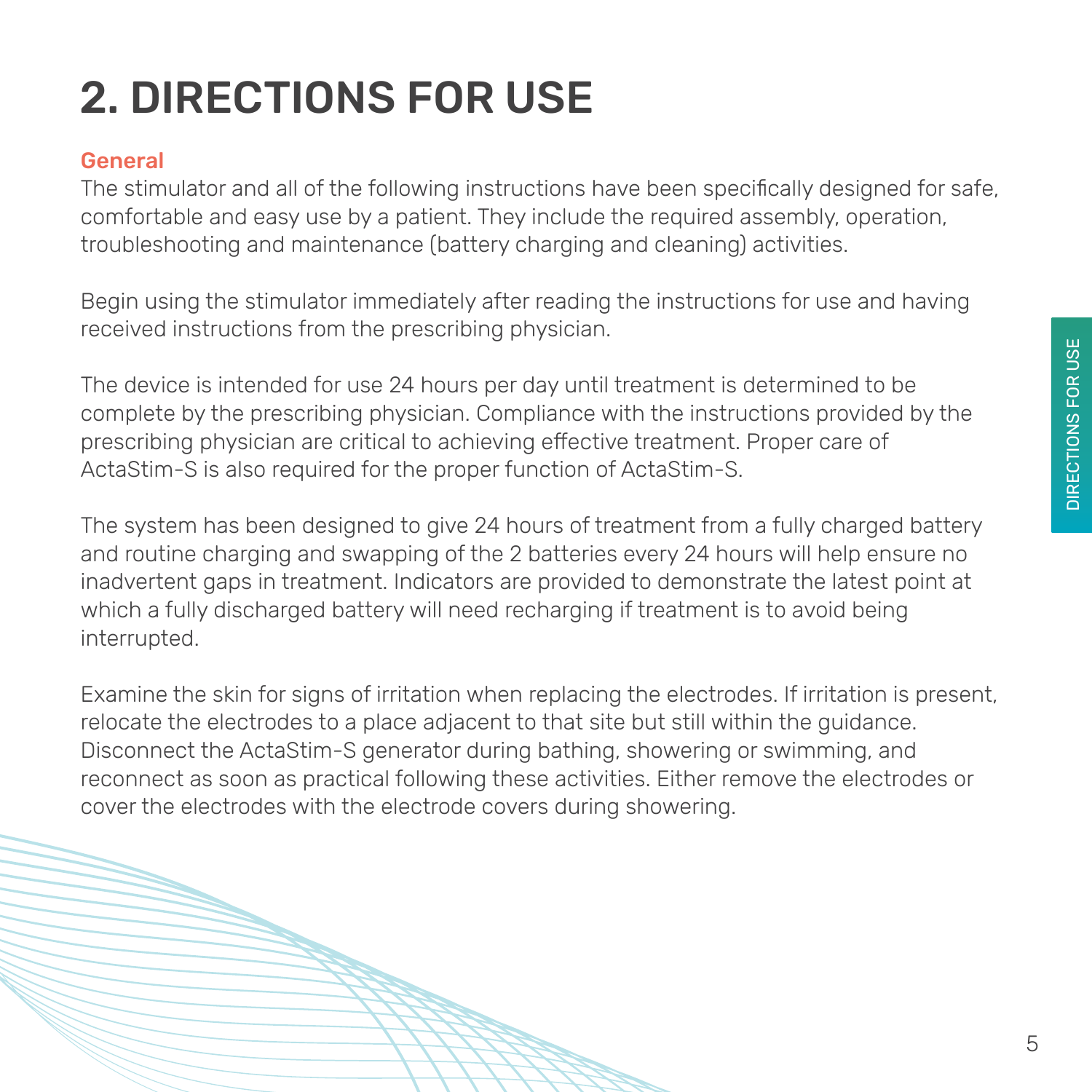# 2. DIRECTIONS FOR USE

## General

The stimulator and all of the following instructions have been specifically designed for safe, comfortable and easy use by a patient. They include the required assembly, operation, troubleshooting and maintenance (battery charging and cleaning) activities.

Begin using the stimulator immediately after reading the instructions for use and having received instructions from the prescribing physician.

The device is intended for use 24 hours per day until treatment is determined to be complete by the prescribing physician. Compliance with the instructions provided by the prescribing physician are critical to achieving effective treatment. Proper care of ActaStim-S is also required for the proper function of ActaStim-S.

The system has been designed to give 24 hours of treatment from a fully charged battery and routine charging and swapping of the 2 batteries every 24 hours will help ensure no inadvertent gaps in treatment. Indicators are provided to demonstrate the latest point at which a fully discharged battery will need recharging if treatment is to avoid being interrupted.

Examine the skin for signs of irritation when replacing the electrodes. If irritation is present, relocate the electrodes to a place adjacent to that site but still within the guidance. Disconnect the ActaStim-S generator during bathing, showering or swimming, and reconnect as soon as practical following these activities. Either remove the electrodes or cover the electrodes with the electrode covers during showering.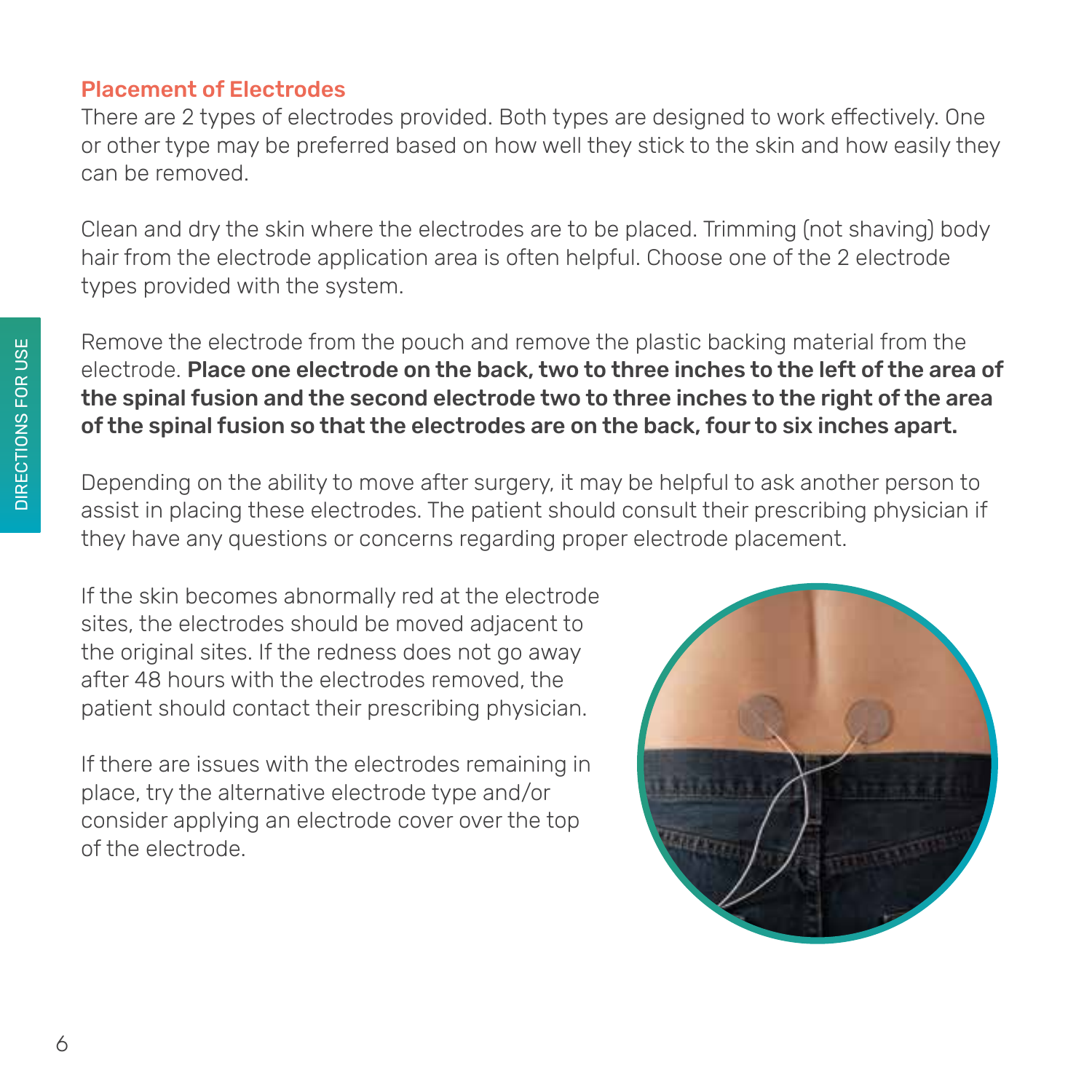## Placement of Electrodes

There are 2 types of electrodes provided. Both types are designed to work effectively. One or other type may be preferred based on how well they stick to the skin and how easily they can be removed.

Clean and dry the skin where the electrodes are to be placed. Trimming (not shaving) body hair from the electrode application area is often helpful. Choose one of the 2 electrode types provided with the system.

Remove the electrode from the pouch and remove the plastic backing material from the electrode. **Place one electrode on the back, two to three inches to the left of the area of the spinal fusion and the second electrode two to three inches to the right of the area of the spinal fusion so that the electrodes are on the back, four to six inches apart.**

Depending on the ability to move after surgery, it may be helpful to ask another person to assist in placing these electrodes. The patient should consult their prescribing physician if they have any questions or concerns regarding proper electrode placement.

If the skin becomes abnormally red at the electrode sites, the electrodes should be moved adjacent to the original sites. If the redness does not go away after 48 hours with the electrodes removed, the patient should contact their prescribing physician.

If there are issues with the electrodes remaining in place, try the alternative electrode type and/or consider applying an electrode cover over the top of the electrode.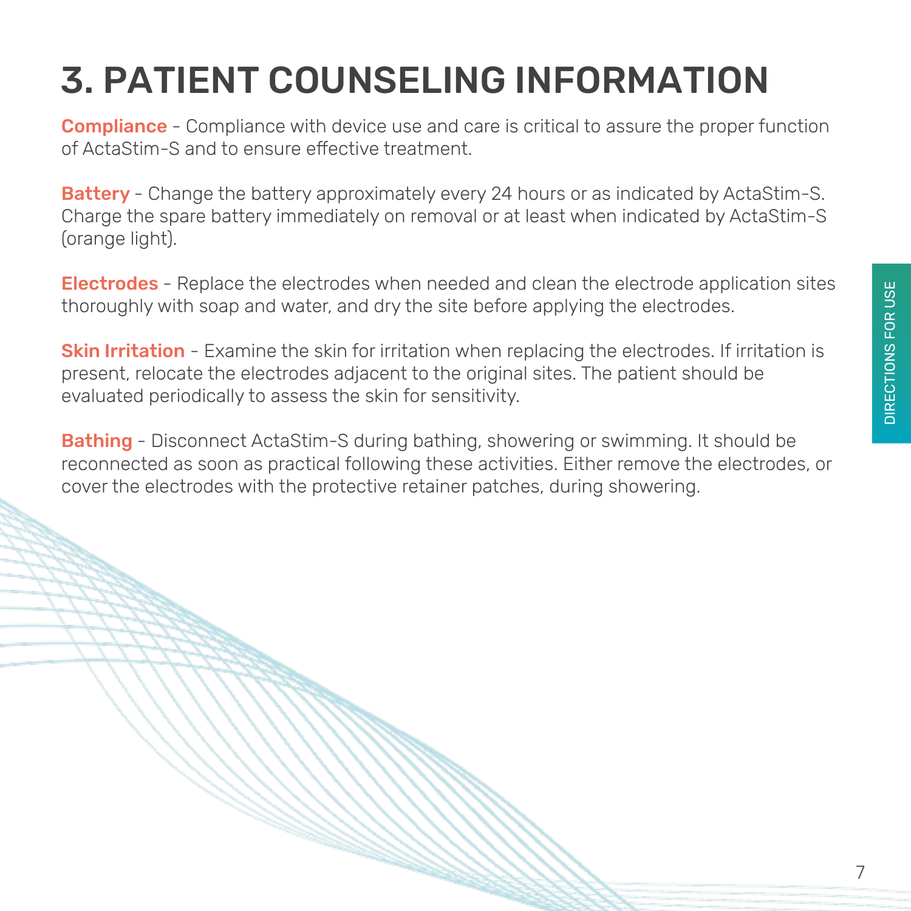# 3. PATIENT COUNSELING INFORMATION

**Compliance** - Compliance with device use and care is critical to assure the proper function of ActaStim-S and to ensure effective treatment.

**Battery** - Change the battery approximately every 24 hours or as indicated by ActaStim-S. Charge the spare battery immediately on removal or at least when indicated by ActaStim-S (orange light).

**Electrodes** - Replace the electrodes when needed and clean the electrode application sites thoroughly with soap and water, and dry the site before applying the electrodes.

**Skin Irritation** - Examine the skin for irritation when replacing the electrodes. If irritation is present, relocate the electrodes adjacent to the original sites. The patient should be evaluated periodically to assess the skin for sensitivity.

**Bathing** - Disconnect ActaStim-S during bathing, showering or swimming. It should be reconnected as soon as practical following these activities. Either remove the electrodes, or cover the electrodes with the protective retainer patches, during showering.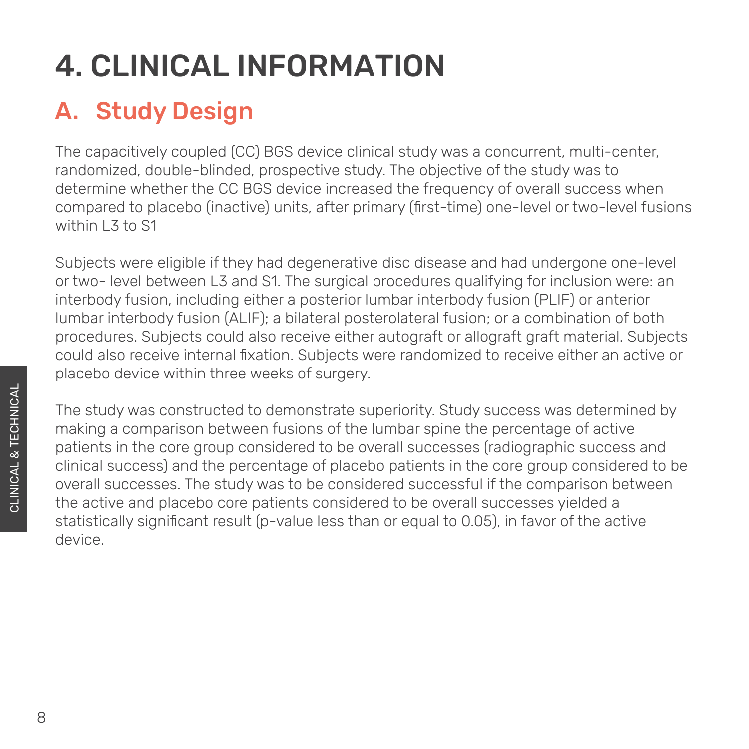# 4. CLINICAL INFORMATION

## A. Study Design

The capacitively coupled (CC) BGS device clinical study was a concurrent, multi-center, randomized, double-blinded, prospective study. The objective of the study was to determine whether the CC BGS device increased the frequency of overall success when compared to placebo (inactive) units, after primary (first-time) one-level or two-level fusions within L3 to S1

Subjects were eligible if they had degenerative disc disease and had undergone one-level or two- level between L3 and S1. The surgical procedures qualifying for inclusion were: an interbody fusion, including either a posterior lumbar interbody fusion (PLIF) or anterior lumbar interbody fusion (ALIF); a bilateral posterolateral fusion; or a combination of both procedures. Subjects could also receive either autograft or allograft graft material. Subjects could also receive internal fixation. Subjects were randomized to receive either an active or placebo device within three weeks of surgery.

The study was constructed to demonstrate superiority. Study success was determined by making a comparison between fusions of the lumbar spine the percentage of active patients in the core group considered to be overall successes (radiographic success and clinical success) and the percentage of placebo patients in the core group considered to be overall successes. The study was to be considered successful if the comparison between the active and placebo core patients considered to be overall successes yielded a statistically significant result (p-value less than or equal to 0.05), in favor of the active device.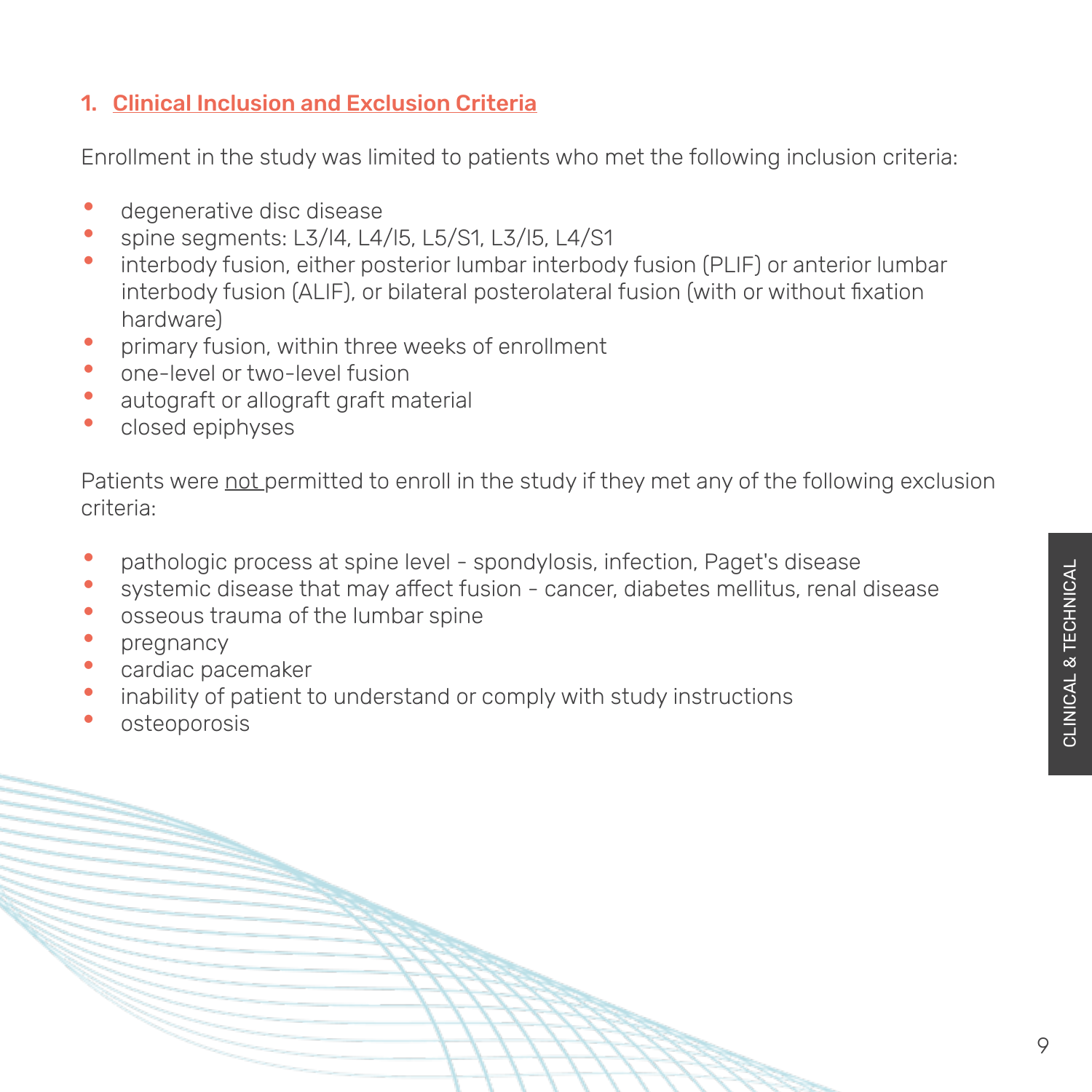## 1. Clinical Inclusion and Exclusion Criteria

Enrollment in the study was limited to patients who met the following inclusion criteria:

- degenerative disc disease
- spine segments: L3/l4, L4/l5, L5/S1, L3/l5, L4/S1
- interbody fusion, either posterior lumbar interbody fusion (PLIF) or anterior lumbar interbody fusion (ALIF), or bilateral posterolateral fusion (with or without fixation hardware)
- primary fusion, within three weeks of enrollment
- one-level or two-level fusion
- autograft or allograft graft material
- closed epiphyses

Patients were not permitted to enroll in the study if they met any of the following exclusion criteria:

- pathologic process at spine level - spondylosis, infection, Paget's disease
- systemic disease that may affect fusion - cancer, diabetes mellitus, renal disease
- osseous trauma of the lumbar spine
- pregnancy
- cardiac pacemaker
- inability of patient to understand or comply with study instructions
- osteoporosis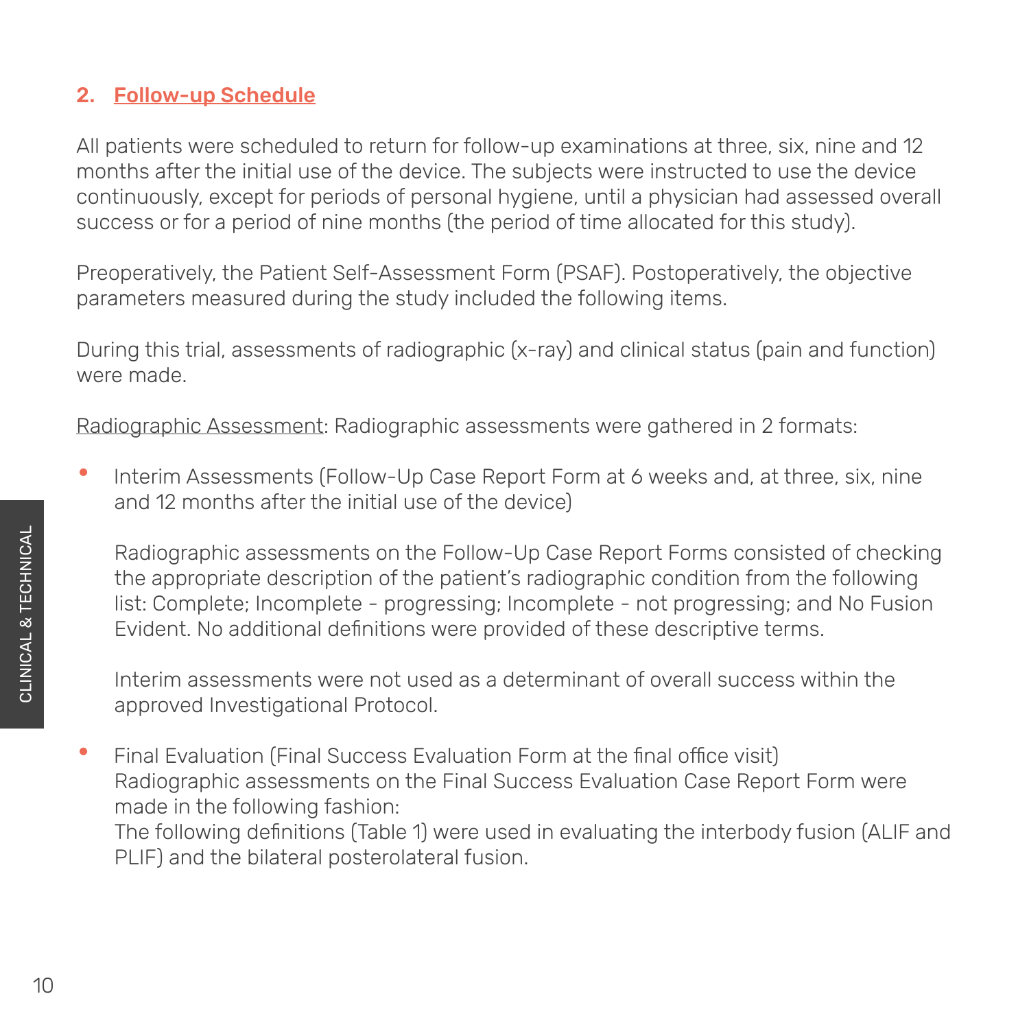## 2. Follow-up Schedule

All patients were scheduled to return for follow-up examinations at three, six, nine and 12 months after the initial use of the device. The subjects were instructed to use the device continuously, except for periods of personal hygiene, until a physician had assessed overall success or for a period of nine months (the period of time allocated for this study).

Preoperatively, the Patient Self-Assessment Form (PSAF). Postoperatively, the objective parameters measured during the study included the following items.

During this trial, assessments of radiographic (x-ray) and clinical status (pain and function) were made.

Radiographic Assessment: Radiographic assessments were gathered in 2 formats:

- Interim Assessments (Follow-Up Case Report Form at 6 weeks and, at three, six, nine and 12 months after the initial use of the device)

  Radiographic assessments on the Follow-Up Case Report Forms consisted of checking the appropriate description of the patient's radiographic condition from the following list: Complete; Incomplete - progressing; Incomplete - not progressing; and No Fusion Evident. No additional definitions were provided of these descriptive terms.

  Interim assessments were not used as a determinant of overall success within the approved Investigational Protocol.

- Final Evaluation (Final Success Evaluation Form at the final office visit)
  Radiographic assessments on the Final Success Evaluation Case Report Form were made in the following fashion:
  The following definitions (Table 1) were used in evaluating the interbody fusion (ALIF and PLIF) and the bilateral posterolateral fusion.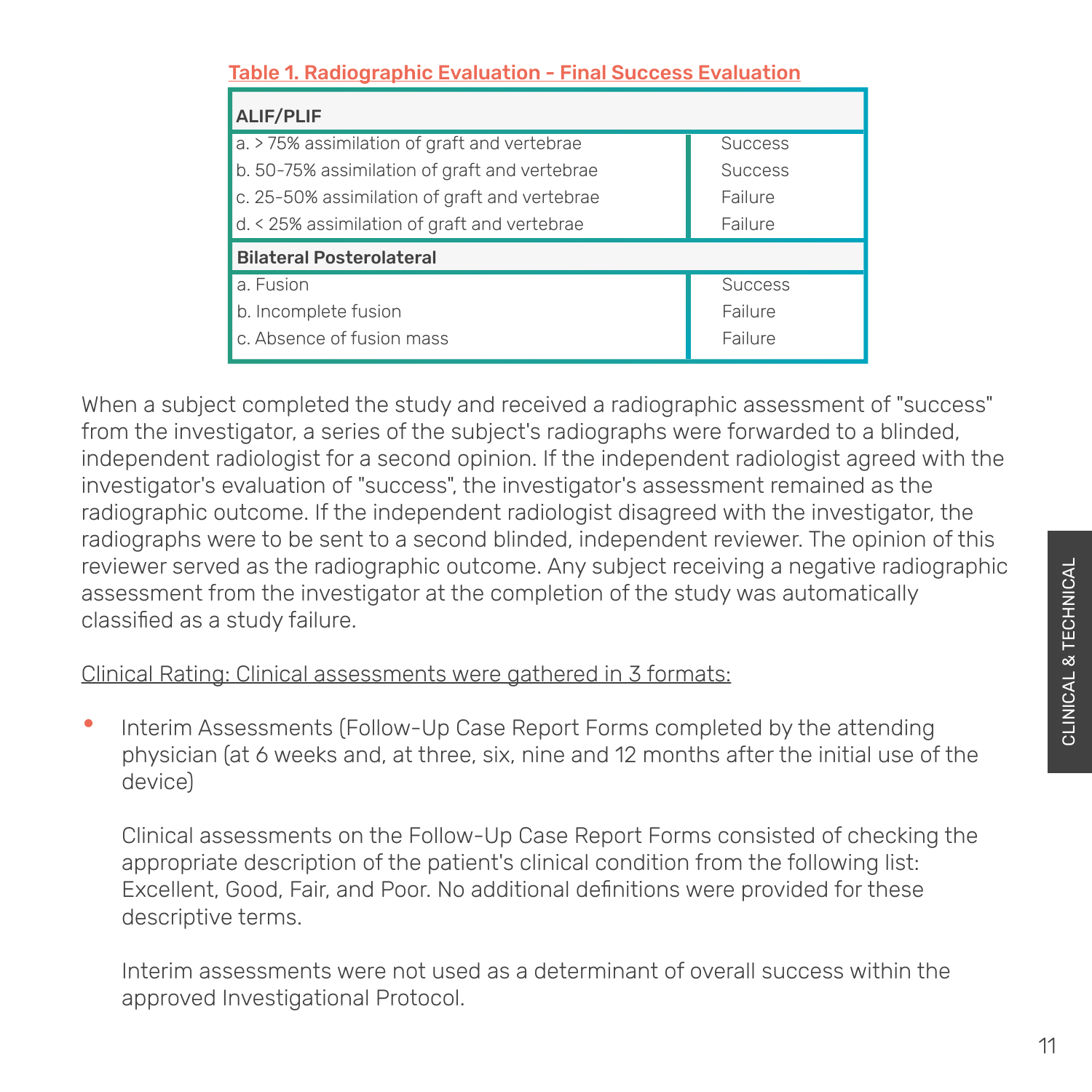**Table 1. Radiographic Evaluation - Final Success Evaluation**

| ALIF/PLIF | |
|---|---|
| a. > 75% assimilation of graft and vertebrae | Success |
| b. 50-75% assimilation of graft and vertebrae | Success |
| c. 25-50% assimilation of graft and vertebrae | Failure |
| d. < 25% assimilation of graft and vertebrae | Failure |
| **Bilateral Posterolateral** | |
| a. Fusion | Success |
| b. Incomplete fusion | Failure |
| c. Absence of fusion mass | Failure |

When a subject completed the study and received a radiographic assessment of "success" from the investigator, a series of the subject's radiographs were forwarded to a blinded, independent radiologist for a second opinion. If the independent radiologist agreed with the investigator's evaluation of "success", the investigator's assessment remained as the radiographic outcome. If the independent radiologist disagreed with the investigator, the radiographs were to be sent to a second blinded, independent reviewer. The opinion of this reviewer served as the radiographic outcome. Any subject receiving a negative radiographic assessment from the investigator at the completion of the study was automatically classified as a study failure.

Clinical Rating: Clinical assessments were gathered in 3 formats:

- Interim Assessments (Follow-Up Case Report Forms completed by the attending physician (at 6 weeks and, at three, six, nine and 12 months after the initial use of the device)

  Clinical assessments on the Follow-Up Case Report Forms consisted of checking the appropriate description of the patient's clinical condition from the following list: Excellent, Good, Fair, and Poor. No additional definitions were provided for these descriptive terms.

  Interim assessments were not used as a determinant of overall success within the approved Investigational Protocol.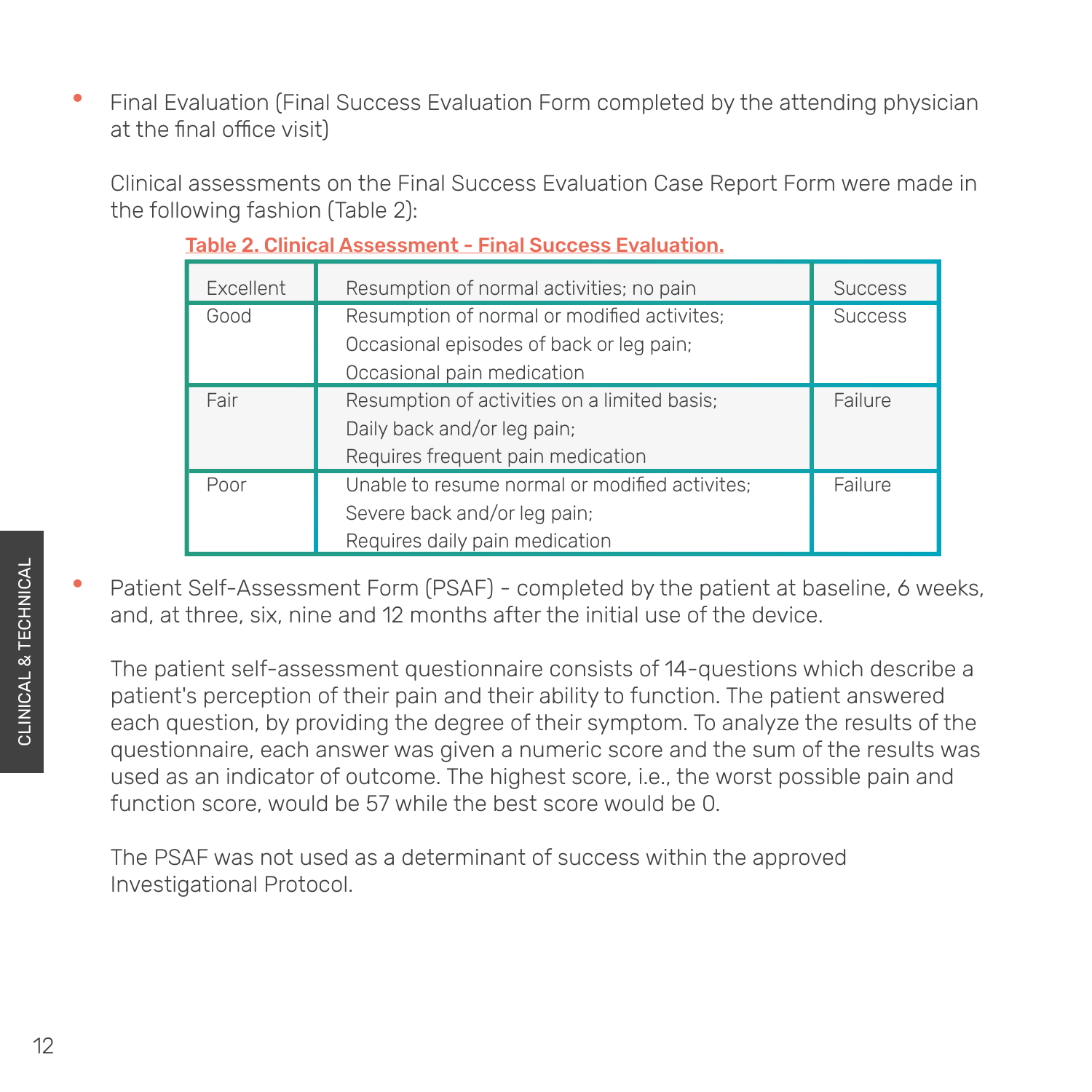- Final Evaluation (Final Success Evaluation Form completed by the attending physician at the final office visit)

  Clinical assessments on the Final Success Evaluation Case Report Form were made in the following fashion (Table 2):

**Table 2. Clinical Assessment - Final Success Evaluation.**

| Excellent | Resumption of normal activities; no pain | Success |
|---|---|---|
| Good | Resumption of normal or modified activites; Occasional episodes of back or leg pain; Occasional pain medication | Success |
| Fair | Resumption of activities on a limited basis; Daily back and/or leg pain; Requires frequent pain medication | Failure |
| Poor | Unable to resume normal or modified activites; Severe back and/or leg pain; Requires daily pain medication | Failure |

- Patient Self-Assessment Form (PSAF) - completed by the patient at baseline, 6 weeks, and, at three, six, nine and 12 months after the initial use of the device.

  The patient self-assessment questionnaire consists of 14-questions which describe a patient's perception of their pain and their ability to function. The patient answered each question, by providing the degree of their symptom. To analyze the results of the questionnaire, each answer was given a numeric score and the sum of the results was used as an indicator of outcome. The highest score, i.e., the worst possible pain and function score, would be 57 while the best score would be 0.

  The PSAF was not used as a determinant of success within the approved Investigational Protocol.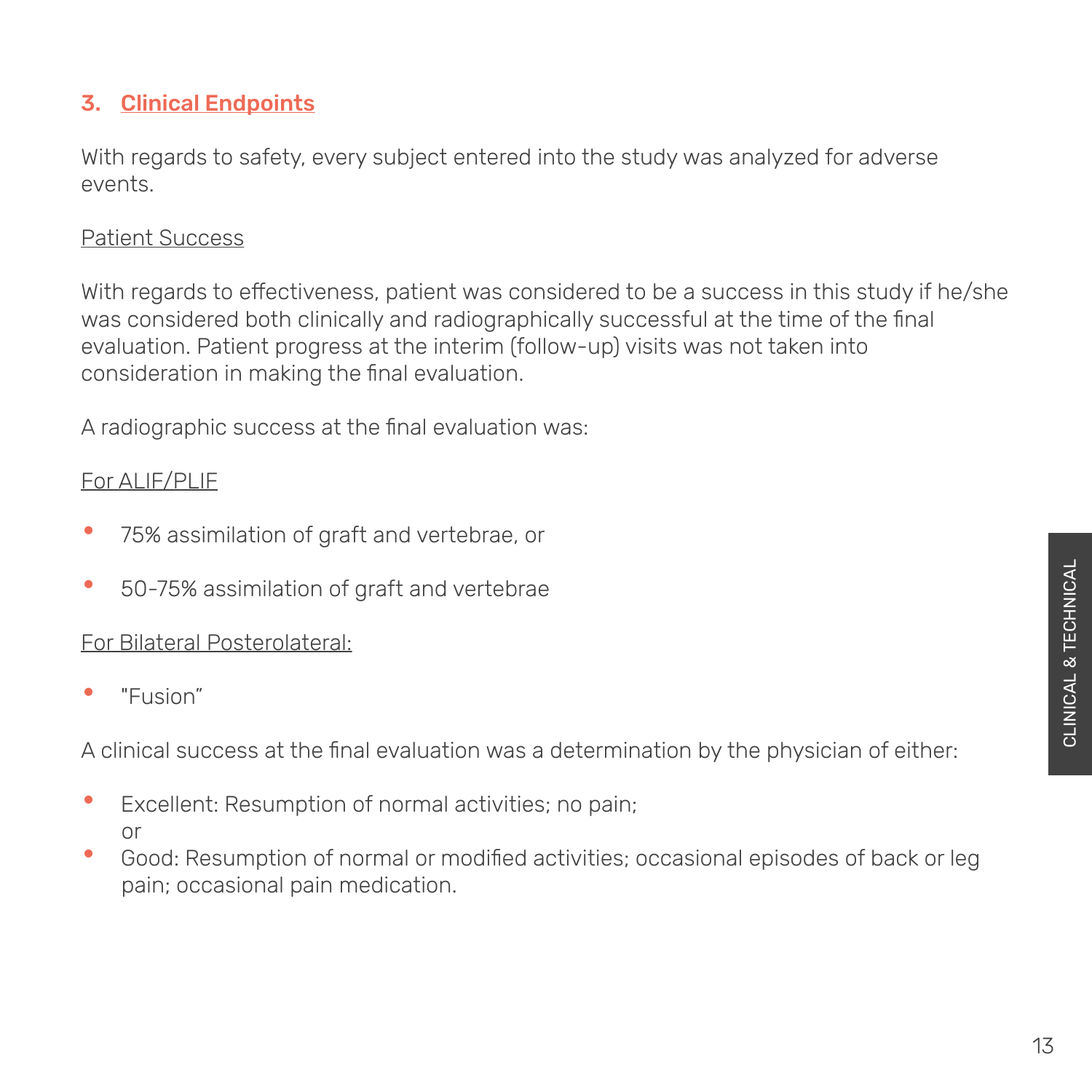## 3. Clinical Endpoints

With regards to safety, every subject entered into the study was analyzed for adverse events.

Patient Success

With regards to effectiveness, patient was considered to be a success in this study if he/she was considered both clinically and radiographically successful at the time of the final evaluation. Patient progress at the interim (follow-up) visits was not taken into consideration in making the final evaluation.

A radiographic success at the final evaluation was:

For ALIF/PLIF

- 75% assimilation of graft and vertebrae, or
- 50-75% assimilation of graft and vertebrae

For Bilateral Posterolateral:

- "Fusion"

A clinical success at the final evaluation was a determination by the physician of either:

- Excellent: Resumption of normal activities; no pain; or
- Good: Resumption of normal or modified activities; occasional episodes of back or leg pain; occasional pain medication.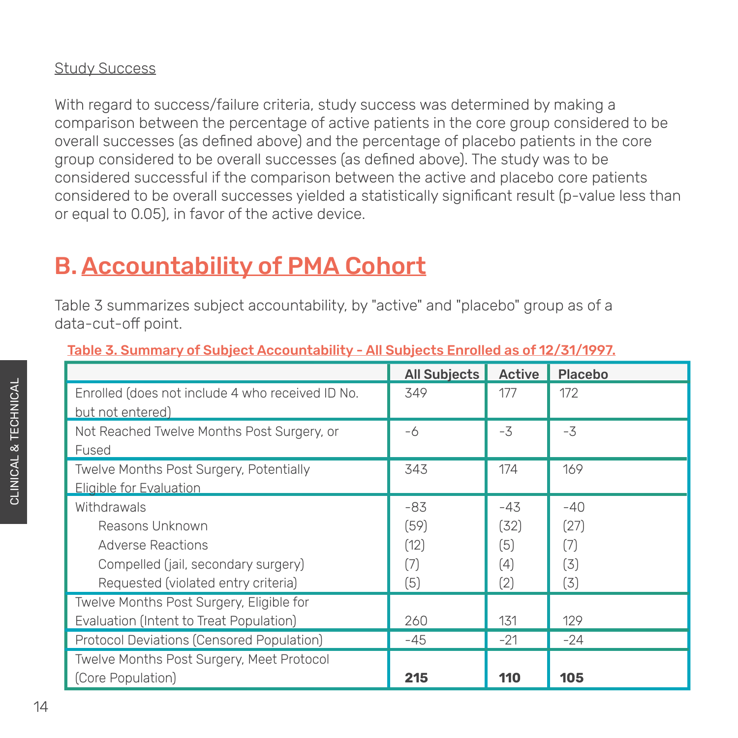Study Success

With regard to success/failure criteria, study success was determined by making a comparison between the percentage of active patients in the core group considered to be overall successes (as defined above) and the percentage of placebo patients in the core group considered to be overall successes (as defined above). The study was to be considered successful if the comparison between the active and placebo core patients considered to be overall successes yielded a statistically significant result (p-value less than or equal to 0.05), in favor of the active device.

## B. Accountability of PMA Cohort

Table 3 summarizes subject accountability, by "active" and "placebo" group as of a data-cut-off point.

Table 3. Summary of Subject Accountability - All Subjects Enrolled as of 12/31/1997.

| | All Subjects | Active | Placebo |
|---|---|---|---|
| Enrolled (does not include 4 who received ID No. but not entered) | 349 | 177 | 172 |
| Not Reached Twelve Months Post Surgery, or Fused | -6 | -3 | -3 |
| Twelve Months Post Surgery, Potentially Eligible for Evaluation | 343 | 174 | 169 |
| Withdrawals | -83 | -43 | -40 |
| Reasons Unknown | (59) | (32) | (27) |
| Adverse Reactions | (12) | (5) | (7) |
| Compelled (jail, secondary surgery) | (7) | (4) | (3) |
| Requested (violated entry criteria) | (5) | (2) | (3) |
| Twelve Months Post Surgery, Eligible for Evaluation (Intent to Treat Population) | 260 | 131 | 129 |
| Protocol Deviations (Censored Population) | -45 | -21 | -24 |
| Twelve Months Post Surgery, Meet Protocol (Core Population) | **215** | **110** | **105** |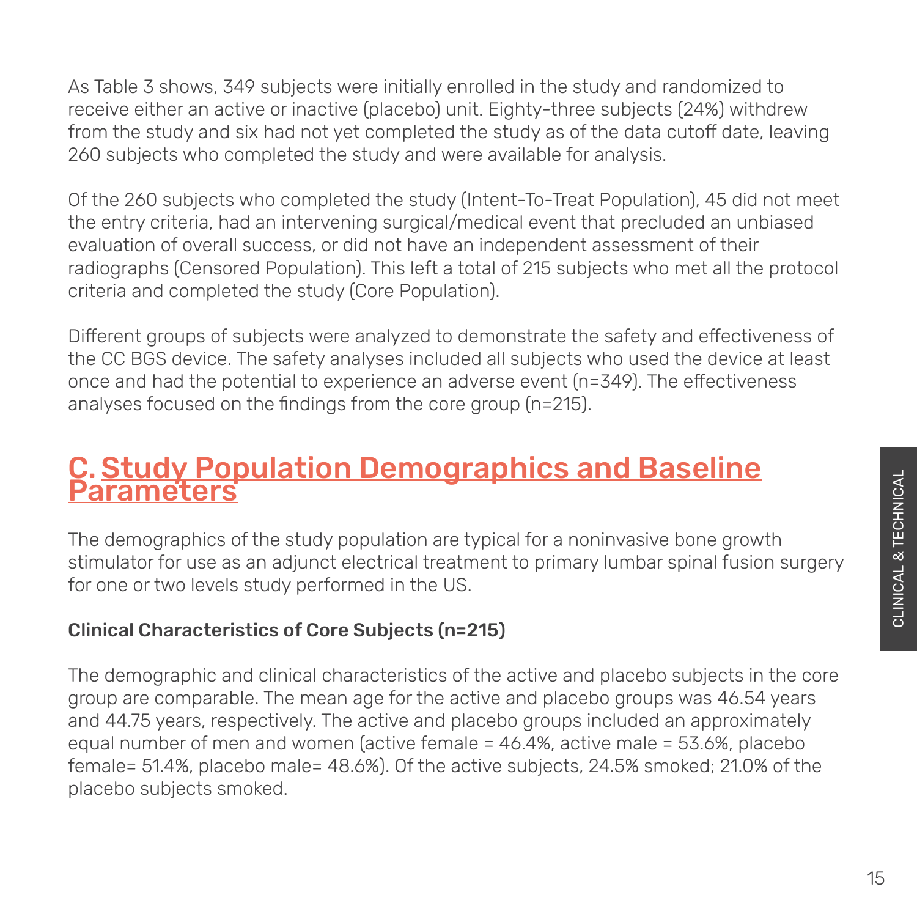As Table 3 shows, 349 subjects were initially enrolled in the study and randomized to receive either an active or inactive (placebo) unit. Eighty-three subjects (24%) withdrew from the study and six had not yet completed the study as of the data cutoff date, leaving 260 subjects who completed the study and were available for analysis.

Of the 260 subjects who completed the study (Intent-To-Treat Population), 45 did not meet the entry criteria, had an intervening surgical/medical event that precluded an unbiased evaluation of overall success, or did not have an independent assessment of their radiographs (Censored Population). This left a total of 215 subjects who met all the protocol criteria and completed the study (Core Population).

Different groups of subjects were analyzed to demonstrate the safety and effectiveness of the CC BGS device. The safety analyses included all subjects who used the device at least once and had the potential to experience an adverse event (n=349). The effectiveness analyses focused on the findings from the core group (n=215).

## C. Study Population Demographics and Baseline Parameters

The demographics of the study population are typical for a noninvasive bone growth stimulator for use as an adjunct electrical treatment to primary lumbar spinal fusion surgery for one or two levels study performed in the US.

**Clinical Characteristics of Core Subjects (n=215)**

The demographic and clinical characteristics of the active and placebo subjects in the core group are comparable. The mean age for the active and placebo groups was 46.54 years and 44.75 years, respectively. The active and placebo groups included an approximately equal number of men and women (active female = 46.4%, active male = 53.6%, placebo female= 51.4%, placebo male= 48.6%). Of the active subjects, 24.5% smoked; 21.0% of the placebo subjects smoked.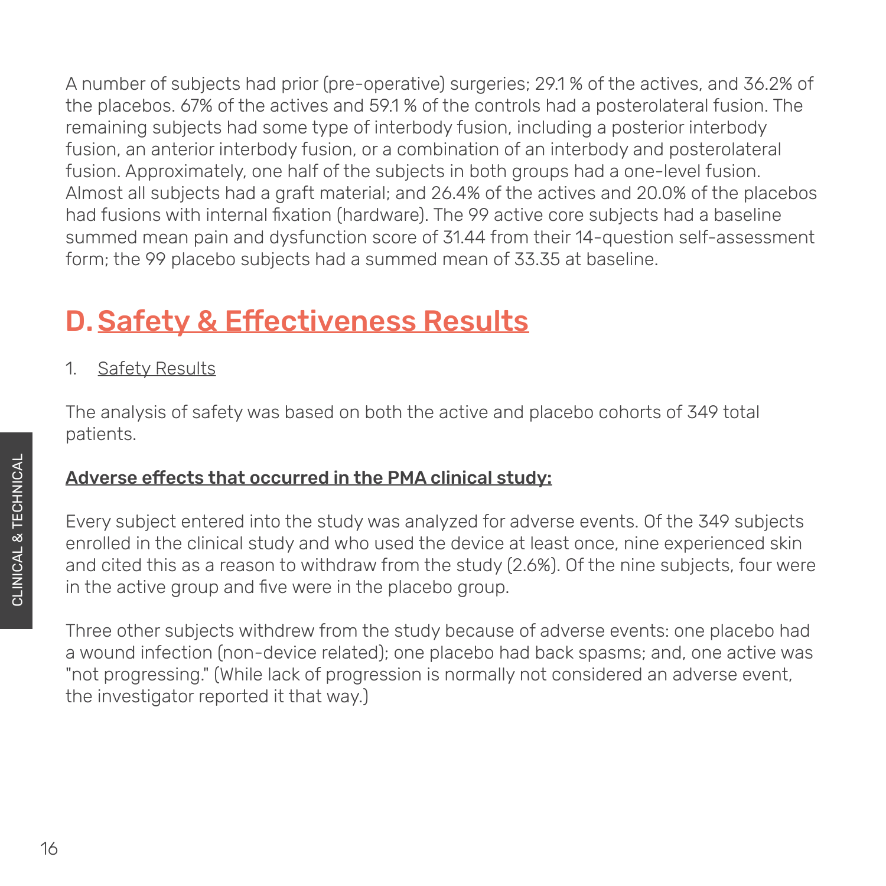A number of subjects had prior (pre-operative) surgeries; 29.1 % of the actives, and 36.2% of the placebos. 67% of the actives and 59.1 % of the controls had a posterolateral fusion. The remaining subjects had some type of interbody fusion, including a posterior interbody fusion, an anterior interbody fusion, or a combination of an interbody and posterolateral fusion. Approximately, one half of the subjects in both groups had a one-level fusion. Almost all subjects had a graft material; and 26.4% of the actives and 20.0% of the placebos had fusions with internal fixation (hardware). The 99 active core subjects had a baseline summed mean pain and dysfunction score of 31.44 from their 14-question self-assessment form; the 99 placebo subjects had a summed mean of 33.35 at baseline.

## D. Safety & Effectiveness Results

### 1. Safety Results

The analysis of safety was based on both the active and placebo cohorts of 349 total patients.

**Adverse effects that occurred in the PMA clinical study:**

Every subject entered into the study was analyzed for adverse events. Of the 349 subjects enrolled in the clinical study and who used the device at least once, nine experienced skin and cited this as a reason to withdraw from the study (2.6%). Of the nine subjects, four were in the active group and five were in the placebo group.

Three other subjects withdrew from the study because of adverse events: one placebo had a wound infection (non-device related); one placebo had back spasms; and, one active was "not progressing." (While lack of progression is normally not considered an adverse event, the investigator reported it that way.)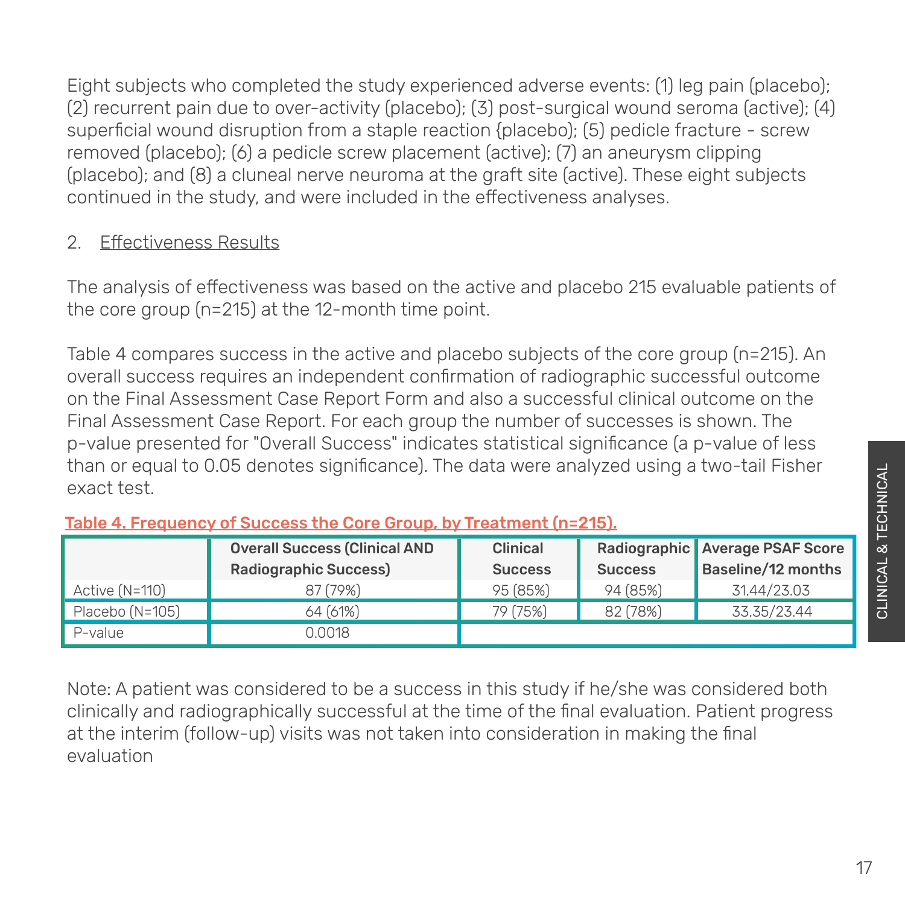Eight subjects who completed the study experienced adverse events: (1) leg pain (placebo); (2) recurrent pain due to over-activity (placebo); (3) post-surgical wound seroma (active); (4) superficial wound disruption from a staple reaction {placebo); (5) pedicle fracture - screw removed (placebo); (6) a pedicle screw placement (active); (7) an aneurysm clipping (placebo); and (8) a cluneal nerve neuroma at the graft site (active). These eight subjects continued in the study, and were included in the effectiveness analyses.

2. Effectiveness Results

The analysis of effectiveness was based on the active and placebo 215 evaluable patients of the core group (n=215) at the 12-month time point.

Table 4 compares success in the active and placebo subjects of the core group (n=215). An overall success requires an independent confirmation of radiographic successful outcome on the Final Assessment Case Report Form and also a successful clinical outcome on the Final Assessment Case Report. For each group the number of successes is shown. The p-value presented for "Overall Success" indicates statistical significance (a p-value of less than or equal to 0.05 denotes significance). The data were analyzed using a two-tail Fisher exact test.

**Table 4. Frequency of Success the Core Group, by Treatment (n=215).**

| | Overall Success (Clinical AND Radiographic Success) | Clinical Success | Radiographic Success | Average PSAF Score Baseline/12 months |
|---|---|---|---|---|
| Active (N=110) | 87 (79%) | 95 (85%) | 94 (85%) | 31.44/23.03 |
| Placebo (N=105) | 64 (61%) | 79 (75%) | 82 (78%) | 33.35/23.44 |
| P-value | 0.0018 | | | |

Note: A patient was considered to be a success in this study if he/she was considered both clinically and radiographically successful at the time of the final evaluation. Patient progress at the interim (follow-up) visits was not taken into consideration in making the final evaluation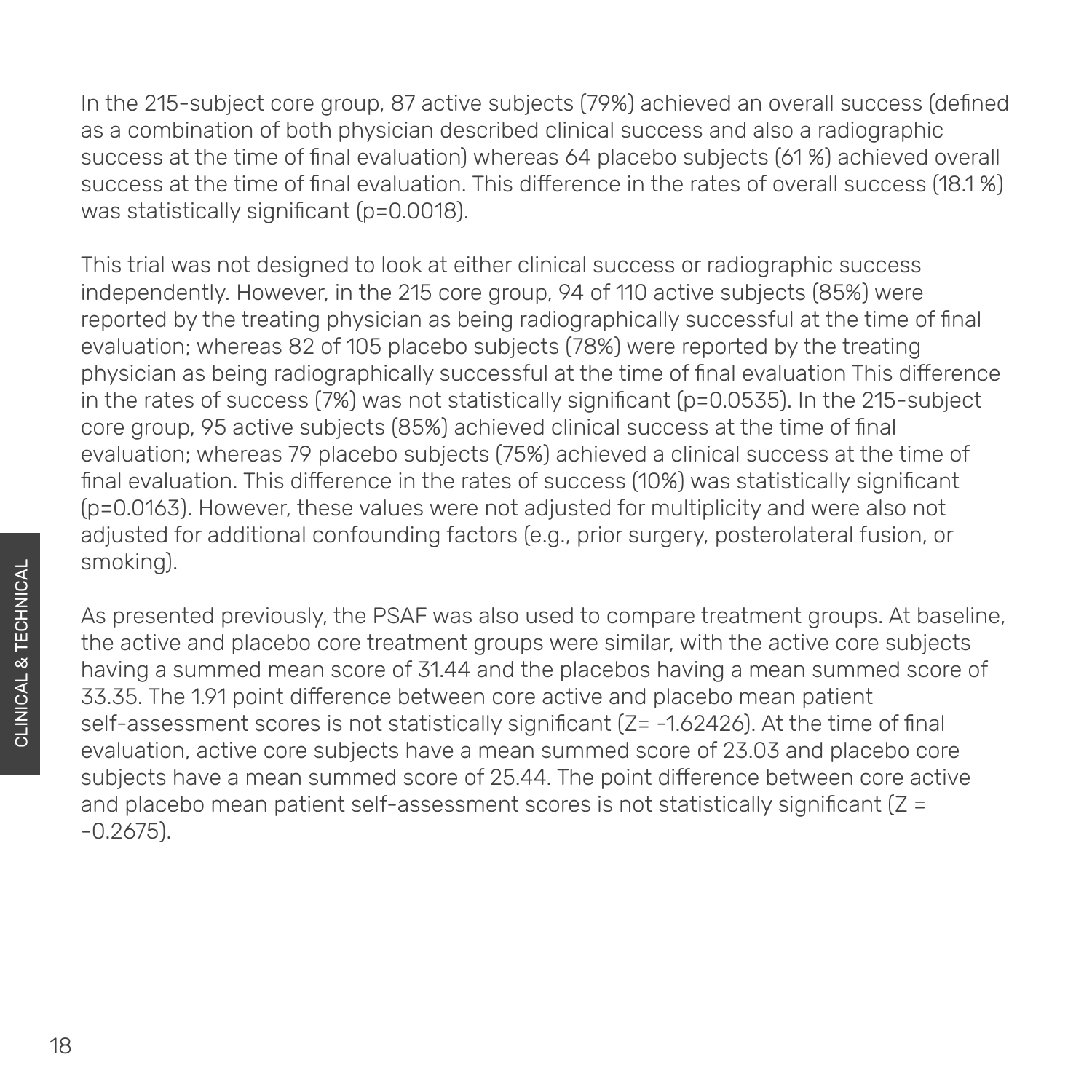In the 215-subject core group, 87 active subjects (79%) achieved an overall success (defined as a combination of both physician described clinical success and also a radiographic success at the time of final evaluation) whereas 64 placebo subjects (61 %) achieved overall success at the time of final evaluation. This difference in the rates of overall success (18.1 %) was statistically significant (p=0.0018).

This trial was not designed to look at either clinical success or radiographic success independently. However, in the 215 core group, 94 of 110 active subjects (85%) were reported by the treating physician as being radiographically successful at the time of final evaluation; whereas 82 of 105 placebo subjects (78%) were reported by the treating physician as being radiographically successful at the time of final evaluation This difference in the rates of success (7%) was not statistically significant (p=0.0535). In the 215-subject core group, 95 active subjects (85%) achieved clinical success at the time of final evaluation; whereas 79 placebo subjects (75%) achieved a clinical success at the time of final evaluation. This difference in the rates of success (10%) was statistically significant (p=0.0163). However, these values were not adjusted for multiplicity and were also not adjusted for additional confounding factors (e.g., prior surgery, posterolateral fusion, or smoking).

As presented previously, the PSAF was also used to compare treatment groups. At baseline, the active and placebo core treatment groups were similar, with the active core subjects having a summed mean score of 31.44 and the placebos having a mean summed score of 33.35. The 1.91 point difference between core active and placebo mean patient self-assessment scores is not statistically significant (Z= -1.62426). At the time of final evaluation, active core subjects have a mean summed score of 23.03 and placebo core subjects have a mean summed score of 25.44. The point difference between core active and placebo mean patient self-assessment scores is not statistically significant (Z = -0.2675).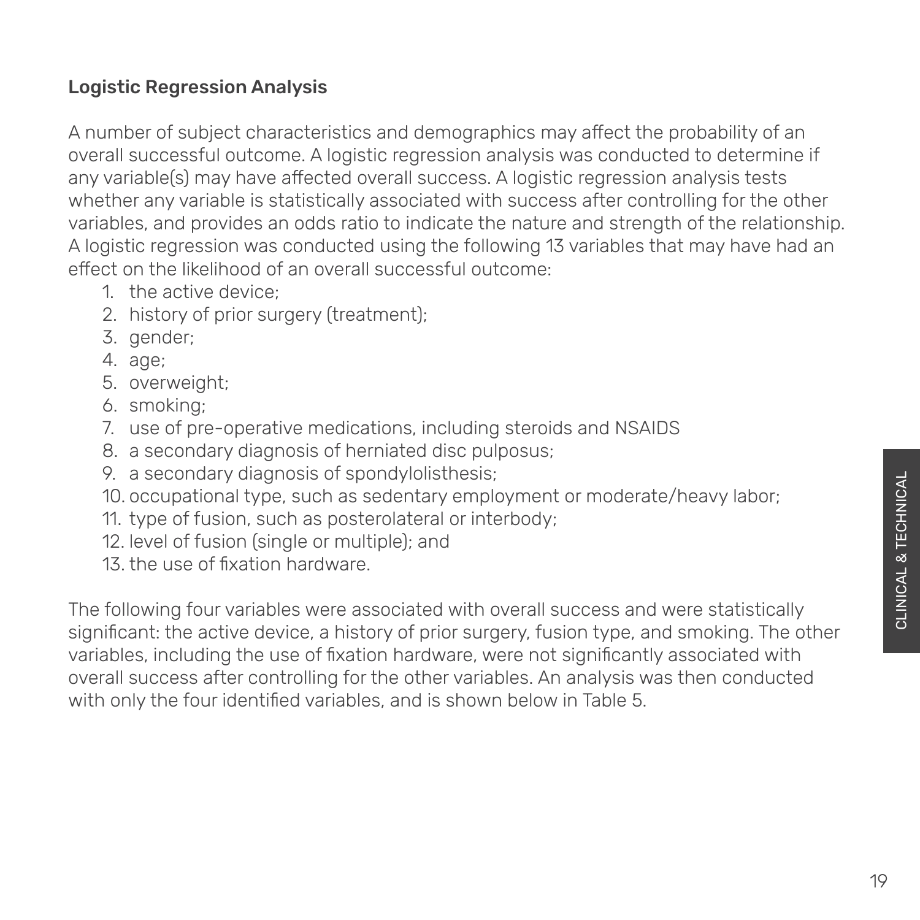### Logistic Regression Analysis

A number of subject characteristics and demographics may affect the probability of an overall successful outcome. A logistic regression analysis was conducted to determine if any variable(s) may have affected overall success. A logistic regression analysis tests whether any variable is statistically associated with success after controlling for the other variables, and provides an odds ratio to indicate the nature and strength of the relationship. A logistic regression was conducted using the following 13 variables that may have had an effect on the likelihood of an overall successful outcome:

1. the active device;
2. history of prior surgery (treatment);
3. gender;
4. age;
5. overweight;
6. smoking;
7. use of pre-operative medications, including steroids and NSAIDS
8. a secondary diagnosis of herniated disc pulposus;
9. a secondary diagnosis of spondylolisthesis;
10. occupational type, such as sedentary employment or moderate/heavy labor;
11. type of fusion, such as posterolateral or interbody;
12. level of fusion (single or multiple); and
13. the use of fixation hardware.

The following four variables were associated with overall success and were statistically significant: the active device, a history of prior surgery, fusion type, and smoking. The other variables, including the use of fixation hardware, were not significantly associated with overall success after controlling for the other variables. An analysis was then conducted with only the four identified variables, and is shown below in Table 5.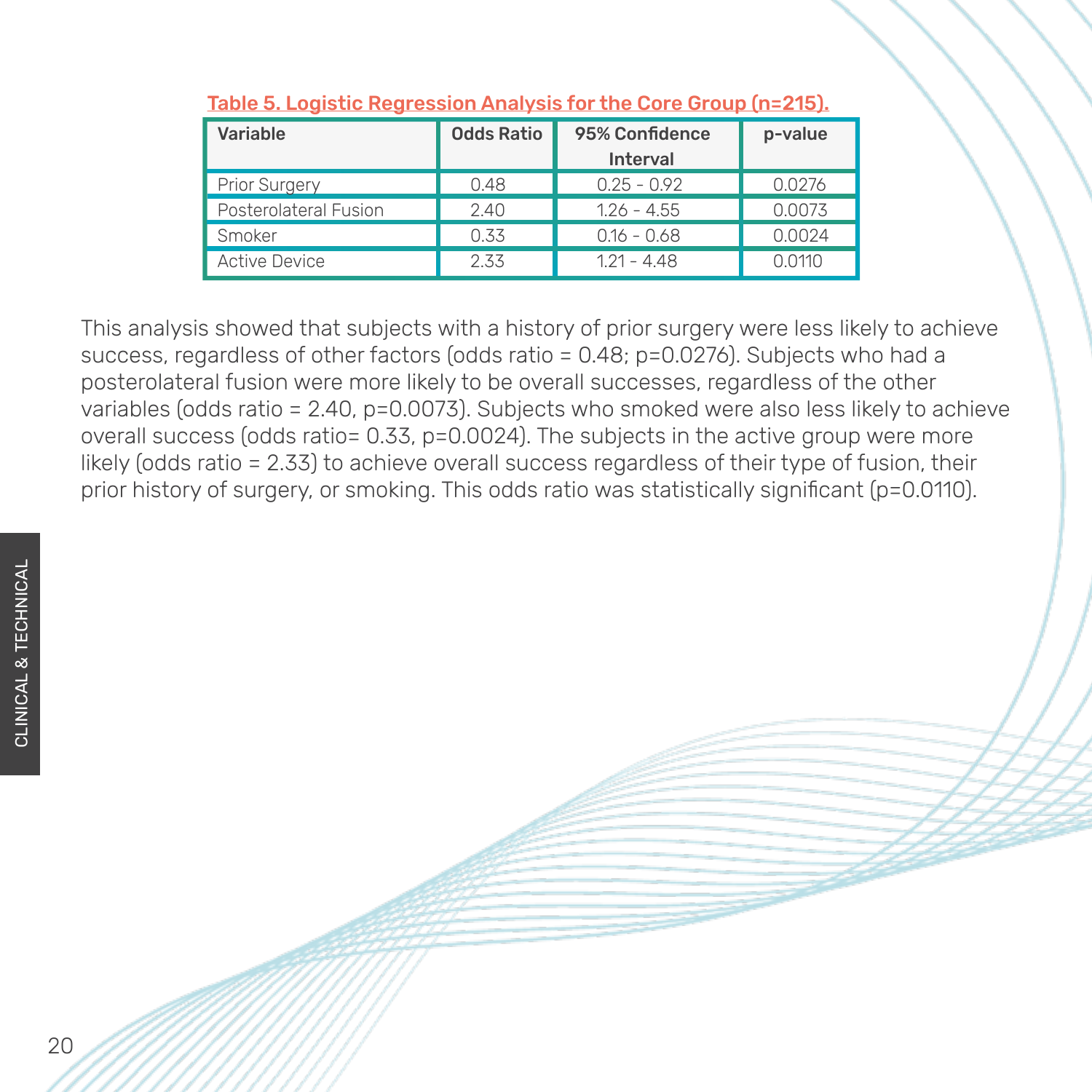**Table 5. Logistic Regression Analysis for the Core Group (n=215).**

| Variable | Odds Ratio | 95% Confidence Interval | p-value |
|---|---|---|---|
| Prior Surgery | 0.48 | 0.25 - 0.92 | 0.0276 |
| Posterolateral Fusion | 2.40 | 1.26 - 4.55 | 0.0073 |
| Smoker | 0.33 | 0.16 - 0.68 | 0.0024 |
| Active Device | 2.33 | 1.21 - 4.48 | 0.0110 |

This analysis showed that subjects with a history of prior surgery were less likely to achieve success, regardless of other factors (odds ratio = 0.48; p=0.0276). Subjects who had a posterolateral fusion were more likely to be overall successes, regardless of the other variables (odds ratio = 2.40, p=0.0073). Subjects who smoked were also less likely to achieve overall success (odds ratio= 0.33, p=0.0024). The subjects in the active group were more likely (odds ratio = 2.33) to achieve overall success regardless of their type of fusion, their prior history of surgery, or smoking. This odds ratio was statistically significant (p=0.0110).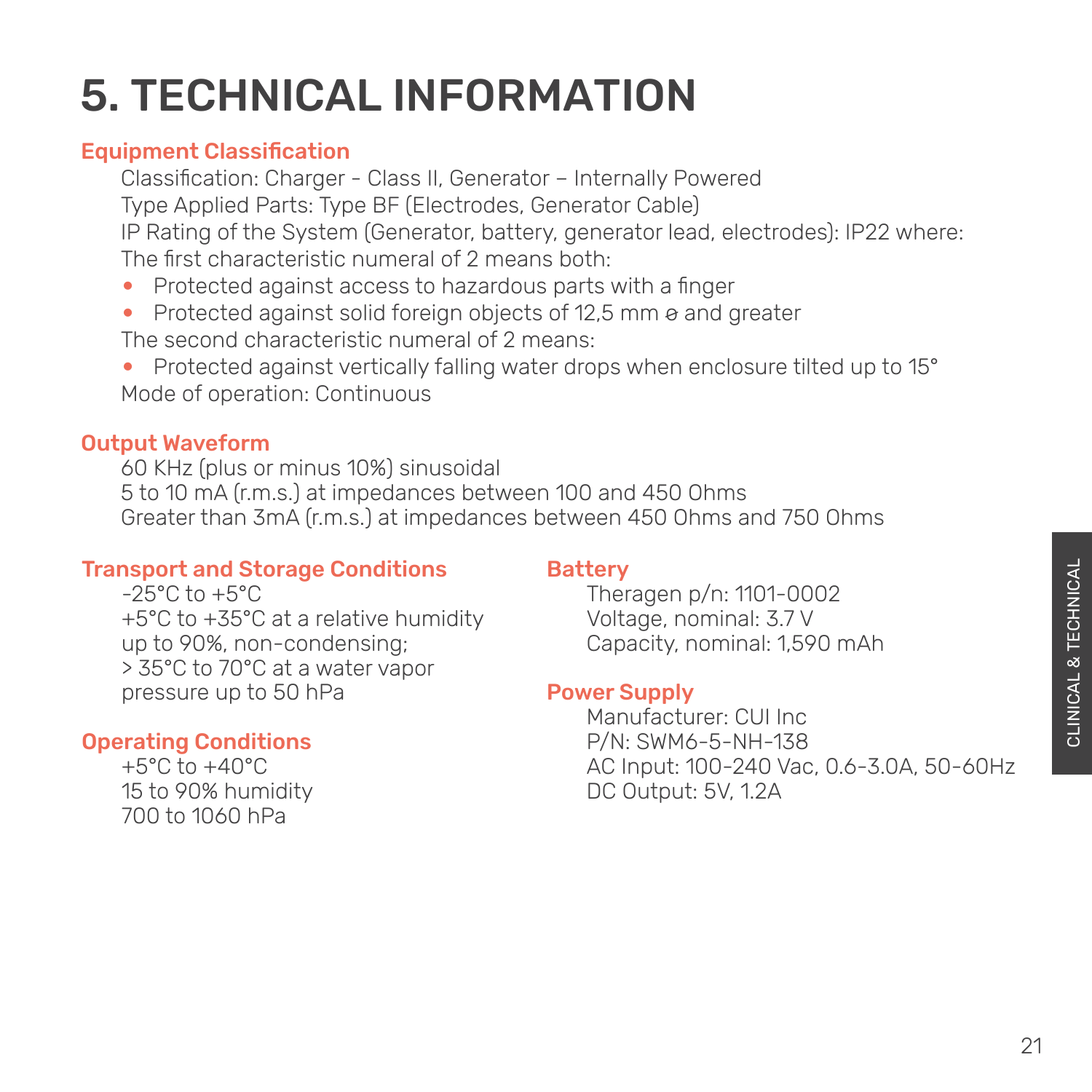# 5. TECHNICAL INFORMATION

## Equipment Classification

Classification: Charger - Class II, Generator – Internally Powered
Type Applied Parts: Type BF (Electrodes, Generator Cable)
IP Rating of the System (Generator, battery, generator lead, electrodes): IP22 where:
The first characteristic numeral of 2 means both:

- Protected against access to hazardous parts with a finger
- Protected against solid foreign objects of 12,5 mm ⌀ and greater

The second characteristic numeral of 2 means:

- Protected against vertically falling water drops when enclosure tilted up to 15°

Mode of operation: Continuous

## Output Waveform

60 KHz (plus or minus 10%) sinusoidal
5 to 10 mA (r.m.s.) at impedances between 100 and 450 Ohms
Greater than 3mA (r.m.s.) at impedances between 450 Ohms and 750 Ohms

## Transport and Storage Conditions

-25°C to +5°C
+5°C to +35°C at a relative humidity up to 90%, non-condensing;
> 35°C to 70°C at a water vapor pressure up to 50 hPa

## Operating Conditions

+5°C to +40°C
15 to 90% humidity
700 to 1060 hPa

## Battery

Theragen p/n: 1101-0002
Voltage, nominal: 3.7 V
Capacity, nominal: 1,590 mAh

## Power Supply

Manufacturer: CUI Inc
P/N: SWM6-5-NH-138
AC Input: 100-240 Vac, 0.6-3.0A, 50-60Hz
DC Output: 5V, 1.2A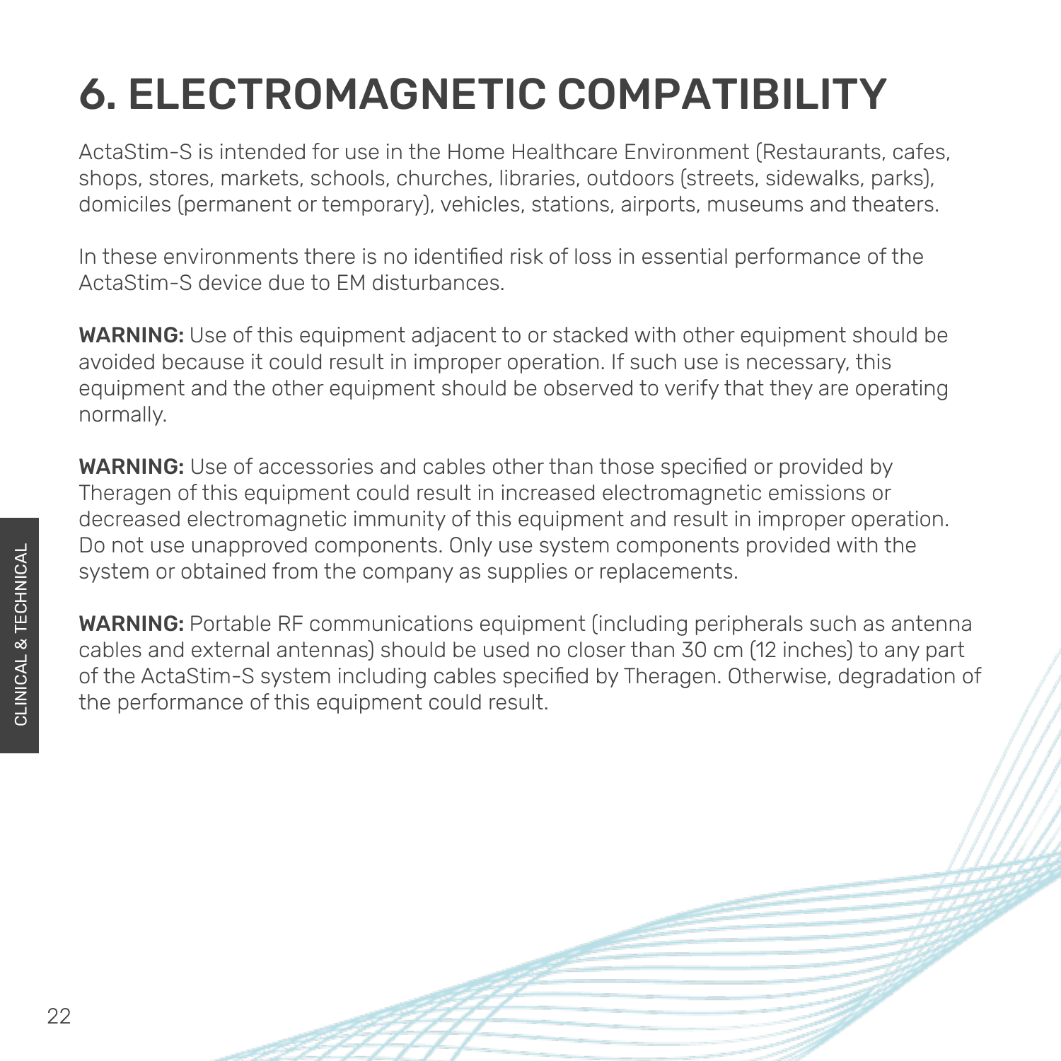# 6. ELECTROMAGNETIC COMPATIBILITY

ActaStim-S is intended for use in the Home Healthcare Environment (Restaurants, cafes, shops, stores, markets, schools, churches, libraries, outdoors (streets, sidewalks, parks), domiciles (permanent or temporary), vehicles, stations, airports, museums and theaters.

In these environments there is no identified risk of loss in essential performance of the ActaStim-S device due to EM disturbances.

**WARNING:** Use of this equipment adjacent to or stacked with other equipment should be avoided because it could result in improper operation. If such use is necessary, this equipment and the other equipment should be observed to verify that they are operating normally.

**WARNING:** Use of accessories and cables other than those specified or provided by Theragen of this equipment could result in increased electromagnetic emissions or decreased electromagnetic immunity of this equipment and result in improper operation. Do not use unapproved components. Only use system components provided with the system or obtained from the company as supplies or replacements.

**WARNING:** Portable RF communications equipment (including peripherals such as antenna cables and external antennas) should be used no closer than 30 cm (12 inches) to any part of the ActaStim-S system including cables specified by Theragen. Otherwise, degradation of the performance of this equipment could result.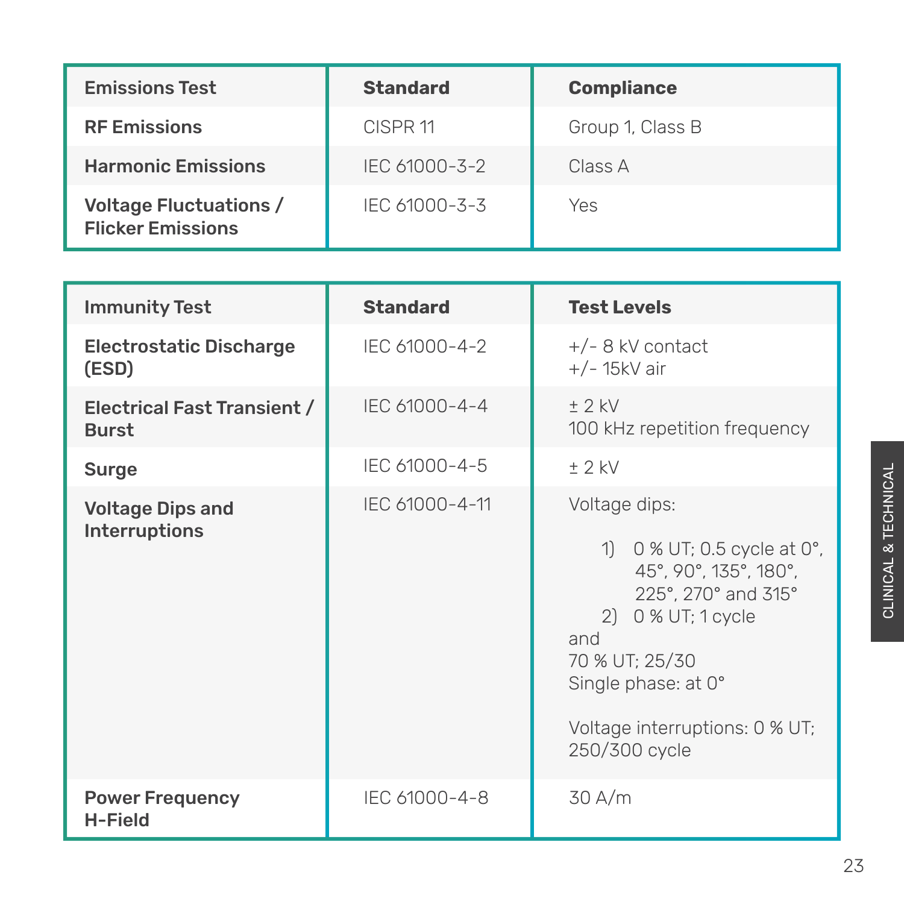| Emissions Test | Standard | Compliance |
|---|---|---|
| **RF Emissions** | CISPR 11 | Group 1, Class B |
| **Harmonic Emissions** | IEC 61000-3-2 | Class A |
| **Voltage Fluctuations / Flicker Emissions** | IEC 61000-3-3 | Yes |

| Immunity Test | Standard | Test Levels |
|---|---|---|
| **Electrostatic Discharge (ESD)** | IEC 61000-4-2 | +/- 8 kV contact<br>+/- 15kV air |
| **Electrical Fast Transient / Burst** | IEC 61000-4-4 | ± 2 kV<br>100 kHz repetition frequency |
| **Surge** | IEC 61000-4-5 | ± 2 kV |
| **Voltage Dips and Interruptions** | IEC 61000-4-11 | Voltage dips:<br>1) 0 % UT; 0.5 cycle at 0°, 45°, 90°, 135°, 180°, 225°, 270° and 315°<br>2) 0 % UT; 1 cycle<br>and<br>70 % UT; 25/30<br>Single phase: at 0°<br><br>Voltage interruptions: 0 % UT; 250/300 cycle |
| **Power Frequency H-Field** | IEC 61000-4-8 | 30 A/m |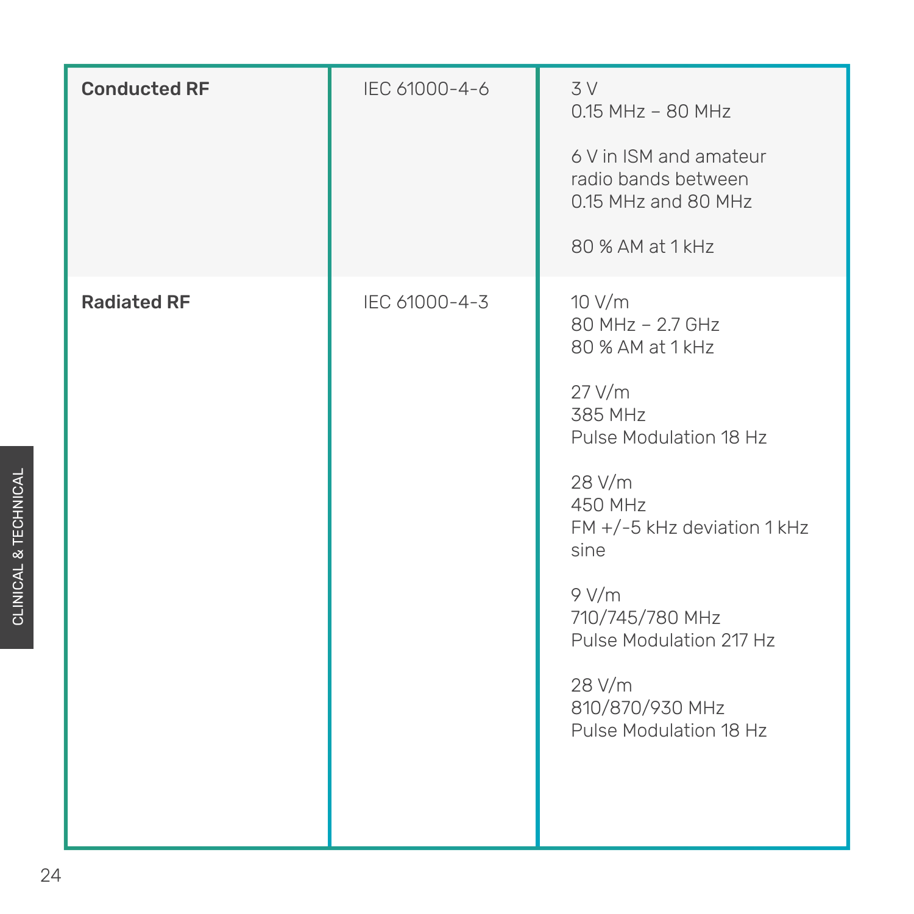| **Conducted RF** | IEC 61000-4-6 | 3 V<br>0.15 MHz – 80 MHz<br><br>6 V in ISM and amateur radio bands between 0.15 MHz and 80 MHz<br><br>80 % AM at 1 kHz |
|---|---|---|
| **Radiated RF** | IEC 61000-4-3 | 10 V/m<br>80 MHz – 2.7 GHz<br>80 % AM at 1 kHz<br><br>27 V/m<br>385 MHz<br>Pulse Modulation 18 Hz<br><br>28 V/m<br>450 MHz<br>FM +/-5 kHz deviation 1 kHz sine<br><br>9 V/m<br>710/745/780 MHz<br>Pulse Modulation 217 Hz<br><br>28 V/m<br>810/870/930 MHz<br>Pulse Modulation 18 Hz |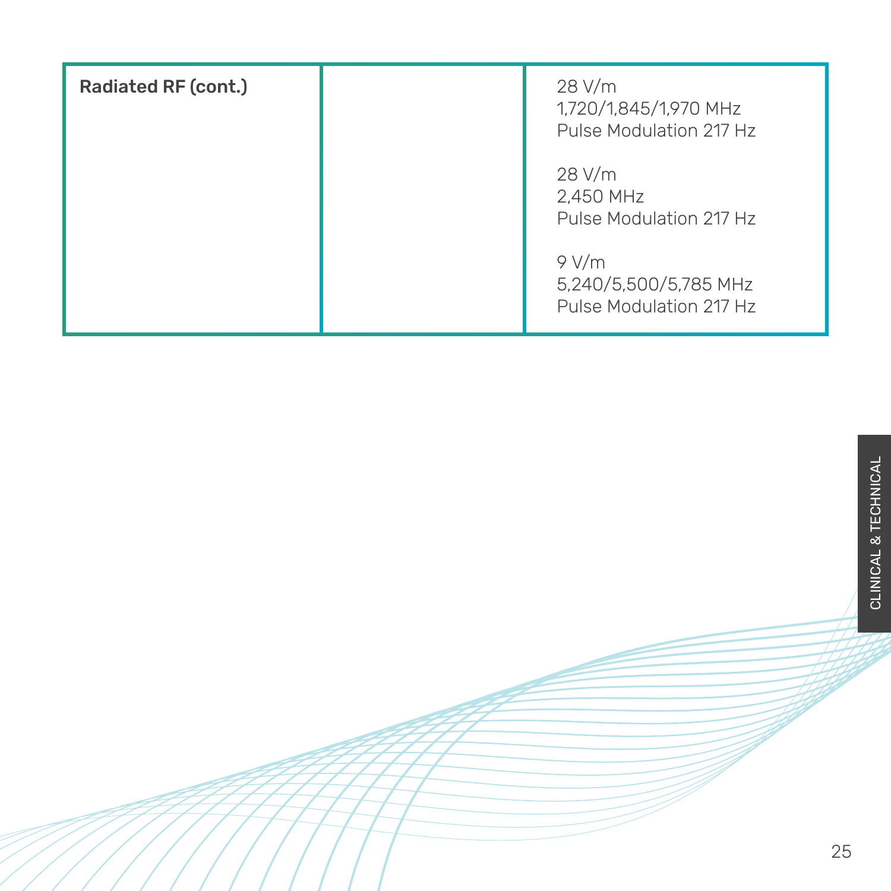| Radiated RF (cont.) | | 28 V/m<br>1,720/1,845/1,970 MHz<br>Pulse Modulation 217 Hz<br><br>28 V/m<br>2,450 MHz<br>Pulse Modulation 217 Hz<br><br>9 V/m<br>5,240/5,500/5,785 MHz<br>Pulse Modulation 217 Hz |
|---|---|---|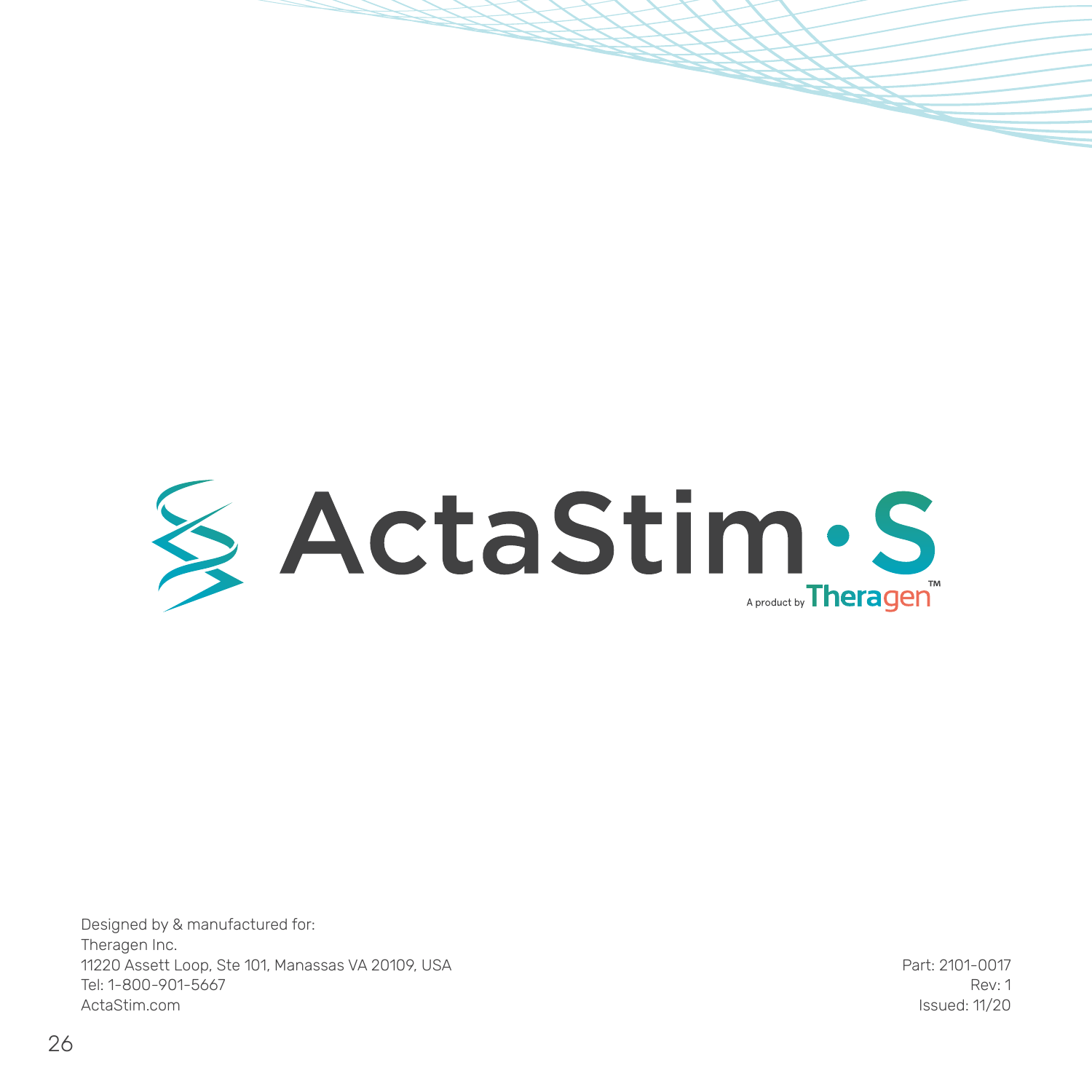# ActaStim·S

A product by Theragen™

Designed by & manufactured for:
Theragen Inc.
11220 Assett Loop, Ste 101, Manassas VA 20109, USA
Tel: 1-800-901-5667
ActaStim.com

Part: 2101-0017
Rev: 1
Issued: 11/20